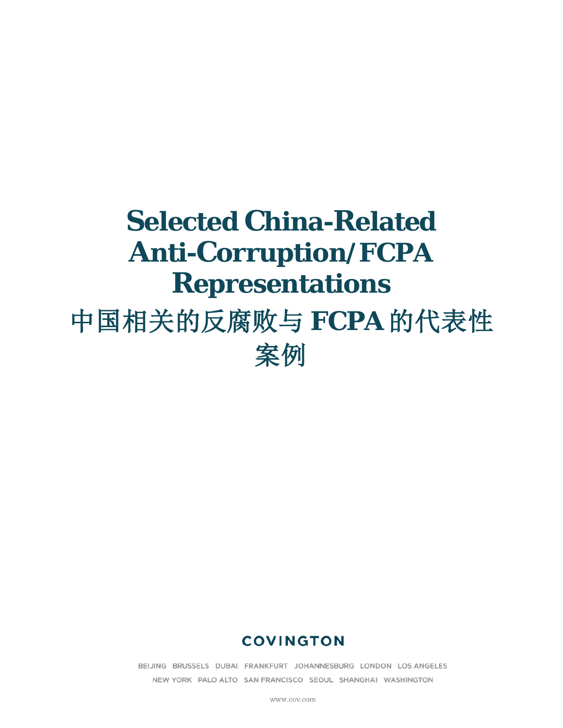# Selected China-Related Anti-Corruption/FCPA Representations

# 中国相关的反腐败与 FCPA 的代表性案例

COVINGTON

BEIJING BRUSSELS DUBAI FRANKFURT JOHANNESBURG LONDON LOS ANGELES
NEW YORK PALO ALTO SAN FRANCISCO SEOUL SHANGHAI WASHINGTON

www.cov.com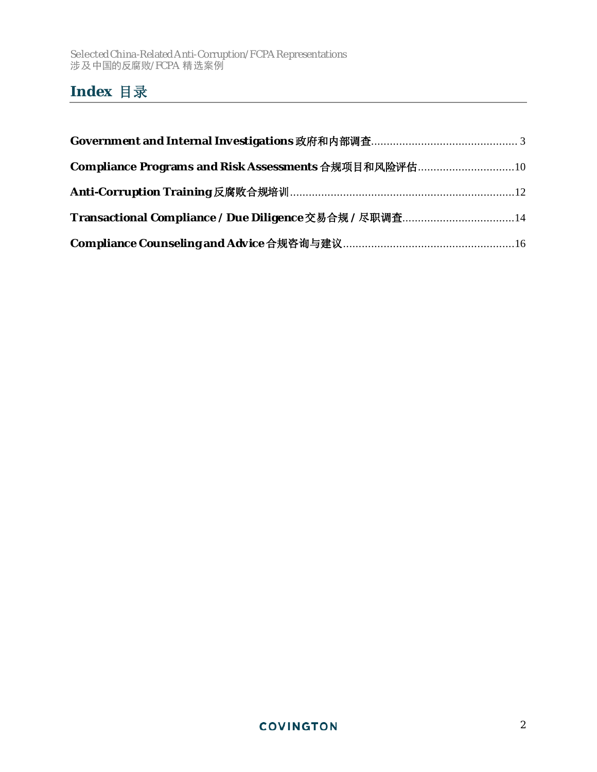# Index 目录

**Government and Internal Investigations 政府和内部调查** ............................................... 3

**Compliance Programs and Risk Assessments 合规项目和风险评估** ...............................10

**Anti-Corruption Training 反腐败合规培训** ........................................................................12

**Transactional Compliance / Due Diligence 交易合规 / 尽职调查** ....................................14

**Compliance Counseling and Advice 合规咨询与建议** ......................................................16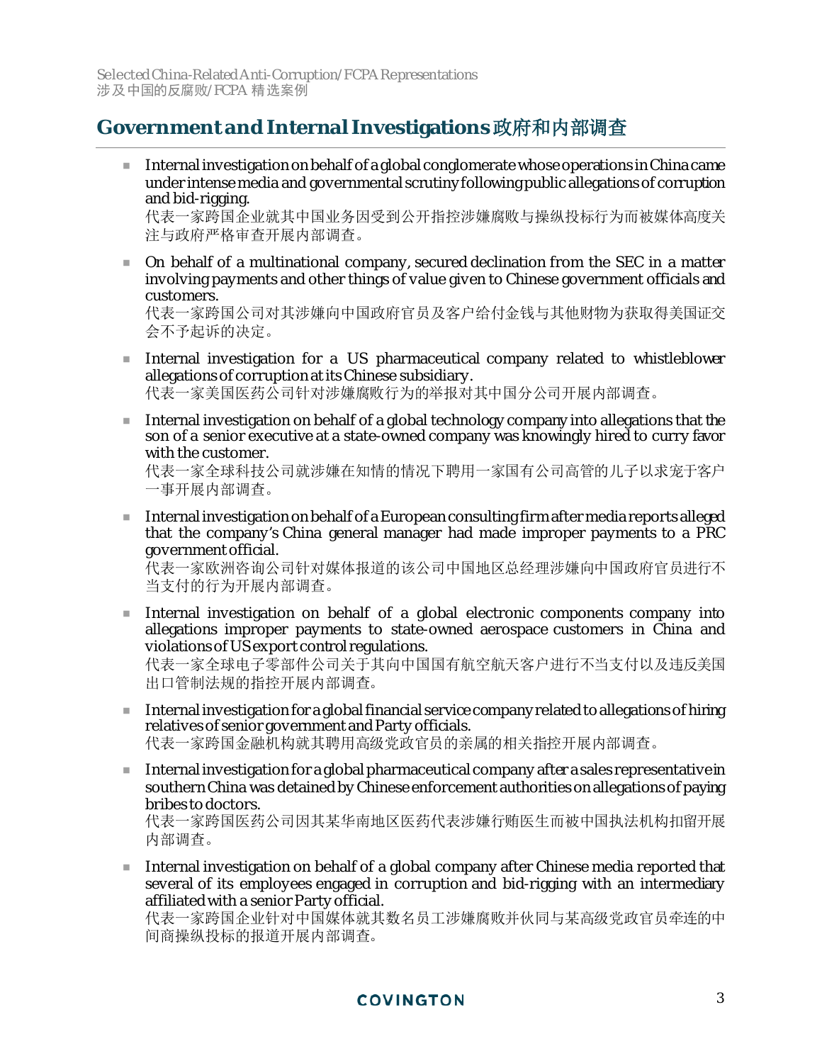## Government and Internal Investigations 政府和内部调查

- Internal investigation on behalf of a global conglomerate whose operations in China came under intense media and governmental scrutiny following public allegations of corruption and bid-rigging.
  代表一家跨国企业就其中国业务因受到公开指控涉嫌腐败与操纵投标行为而被媒体高度关注与政府严格审查开展内部调查。

- On behalf of a multinational company, secured declination from the SEC in a matter involving payments and other things of value given to Chinese government officials and customers.
  代表一家跨国公司对其涉嫌向中国政府官员及客户给付金钱与其他财物为获取得美国证交会不予起诉的决定。

- Internal investigation for a US pharmaceutical company related to whistleblower allegations of corruption at its Chinese subsidiary.
  代表一家美国医药公司针对涉嫌腐败行为的举报对其中国分公司开展内部调查。

- Internal investigation on behalf of a global technology company into allegations that the son of a senior executive at a state-owned company was knowingly hired to curry favor with the customer.
  代表一家全球科技公司就涉嫌在知情的情况下聘用一家国有公司高管的儿子以求宠于客户一事开展内部调查。

- Internal investigation on behalf of a European consulting firm after media reports alleged that the company's China general manager had made improper payments to a PRC government official.
  代表一家欧洲咨询公司针对媒体报道的该公司中国地区总经理涉嫌向中国政府官员进行不当支付的行为开展内部调查。

- Internal investigation on behalf of a global electronic components company into allegations improper payments to state-owned aerospace customers in China and violations of US export control regulations.
  代表一家全球电子零部件公司关于其向中国国有航空航天客户进行不当支付以及违反美国出口管制法规的指控开展内部调查。

- Internal investigation for a global financial service company related to allegations of hiring relatives of senior government and Party officials.
  代表一家跨国金融机构就其聘用高级党政官员的亲属的相关指控开展内部调查。

- Internal investigation for a global pharmaceutical company after a sales representative in southern China was detained by Chinese enforcement authorities on allegations of paying bribes to doctors.
  代表一家跨国医药公司因其某华南地区医药代表涉嫌行贿医生而被中国执法机构扣留开展内部调查。

- Internal investigation on behalf of a global company after Chinese media reported that several of its employees engaged in corruption and bid-rigging with an intermediary affiliated with a senior Party official.
  代表一家跨国企业针对中国媒体就其数名员工涉嫌腐败并伙同与某高级党政官员牵连的中间商操纵投标的报道开展内部调查。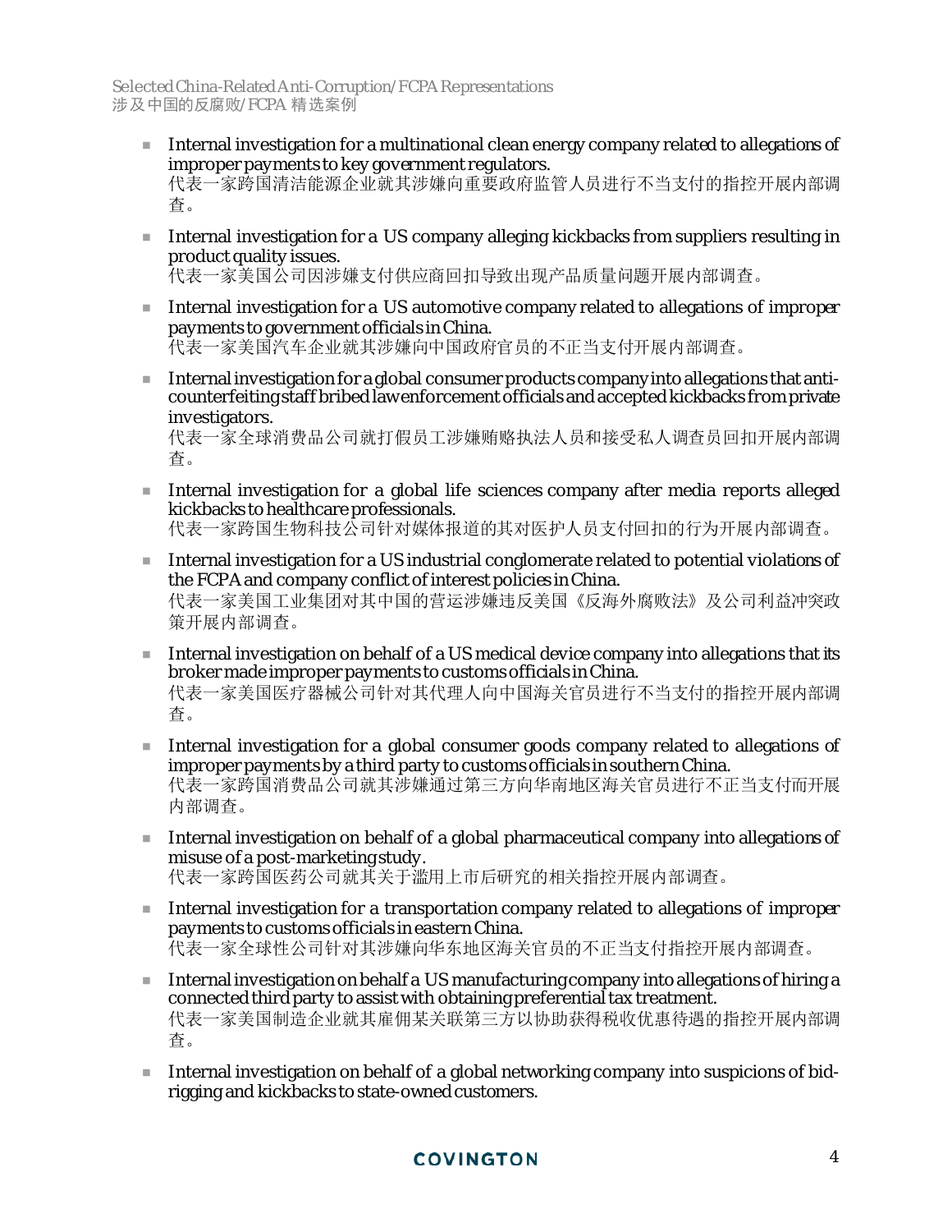- Internal investigation for a multinational clean energy company related to allegations of improper payments to key government regulators.
  代表一家跨国清洁能源企业就其涉嫌向重要政府监管人员进行不当支付的指控开展内部调查。

- Internal investigation for a US company alleging kickbacks from suppliers resulting in product quality issues.
  代表一家美国公司因涉嫌支付供应商回扣导致出现产品质量问题开展内部调查。

- Internal investigation for a US automotive company related to allegations of improper payments to government officials in China.
  代表一家美国汽车企业就其涉嫌向中国政府官员的不正当支付开展内部调查。

- Internal investigation for a global consumer products company into allegations that anti-counterfeiting staff bribed law enforcement officials and accepted kickbacks from private investigators.
  代表一家全球消费品公司就打假员工涉嫌贿赂执法人员和接受私人调查员回扣开展内部调查。

- Internal investigation for a global life sciences company after media reports alleged kickbacks to healthcare professionals.
  代表一家跨国生物科技公司针对媒体报道的其对医护人员支付回扣的行为开展内部调查。

- Internal investigation for a US industrial conglomerate related to potential violations of the FCPA and company conflict of interest policies in China.
  代表一家美国工业集团对其中国的营运涉嫌违反美国《反海外腐败法》及公司利益冲突政策开展内部调查。

- Internal investigation on behalf of a US medical device company into allegations that its broker made improper payments to customs officials in China.
  代表一家美国医疗器械公司针对其代理人向中国海关官员进行不当支付的指控开展内部调查。

- Internal investigation for a global consumer goods company related to allegations of improper payments by a third party to customs officials in southern China.
  代表一家跨国消费品公司就其涉嫌通过第三方向华南地区海关官员进行不正当支付而开展内部调查。

- Internal investigation on behalf of a global pharmaceutical company into allegations of misuse of a post-marketing study.
  代表一家跨国医药公司就其关于滥用上市后研究的相关指控开展内部调查。

- Internal investigation for a transportation company related to allegations of improper payments to customs officials in eastern China.
  代表一家全球性公司针对其涉嫌向华东地区海关官员的不正当支付指控开展内部调查。

- Internal investigation on behalf a US manufacturing company into allegations of hiring a connected third party to assist with obtaining preferential tax treatment.
  代表一家美国制造企业就其雇佣某关联第三方以协助获得税收优惠待遇的指控开展内部调查。

- Internal investigation on behalf of a global networking company into suspicions of bid-rigging and kickbacks to state-owned customers.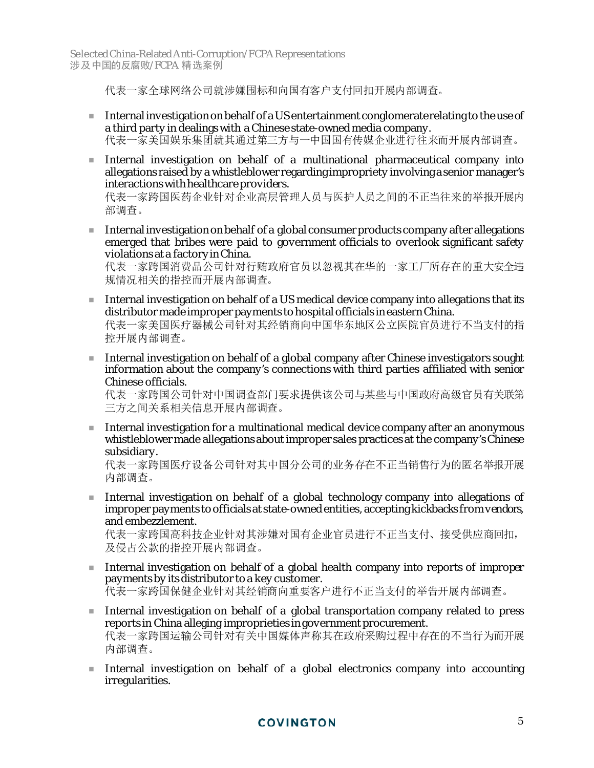代表一家全球网络公司就涉嫌围标和向国有客户支付回扣开展内部调查。

- Internal investigation on behalf of a US entertainment conglomerate relating to the use of a third party in dealings with a Chinese state-owned media company.
  代表一家美国娱乐集团就其通过第三方与一中国国有传媒企业进行往来而开展内部调查。

- Internal investigation on behalf of a multinational pharmaceutical company into allegations raised by a whistleblower regarding impropriety involving a senior manager's interactions with healthcare providers.
  代表一家跨国医药企业针对企业高层管理人员与医护人员之间的不正当往来的举报开展内部调查。

- Internal investigation on behalf of a global consumer products company after allegations emerged that bribes were paid to government officials to overlook significant safety violations at a factory in China.
  代表一家跨国消费品公司针对行贿政府官员以忽视其在华的一家工厂所存在的重大安全违规情况相关的指控而开展内部调查。

- Internal investigation on behalf of a US medical device company into allegations that its distributor made improper payments to hospital officials in eastern China.
  代表一家美国医疗器械公司针对其经销商向中国华东地区公立医院官员进行不当支付的指控开展内部调查。

- Internal investigation on behalf of a global company after Chinese investigators sought information about the company's connections with third parties affiliated with senior Chinese officials.
  代表一家跨国公司针对中国调查部门要求提供该公司与某些与中国政府高级官员有关联第三方之间关系相关信息开展内部调查。

- Internal investigation for a multinational medical device company after an anonymous whistleblower made allegations about improper sales practices at the company's Chinese subsidiary.
  代表一家跨国医疗设备公司针对其中国分公司的业务存在不正当销售行为的匿名举报开展内部调查。

- Internal investigation on behalf of a global technology company into allegations of improper payments to officials at state-owned entities, accepting kickbacks from vendors, and embezzlement.
  代表一家跨国高科技企业针对其涉嫌对国有企业官员进行不正当支付、接受供应商回扣，及侵占公款的指控开展内部调查。

- Internal investigation on behalf of a global health company into reports of improper payments by its distributor to a key customer.
  代表一家跨国保健企业针对其经销商向重要客户进行不正当支付的举告开展内部调查。

- Internal investigation on behalf of a global transportation company related to press reports in China alleging improprieties in government procurement.
  代表一家跨国运输公司针对有关中国媒体声称其在政府采购过程中存在的不当行为而开展内部调查。

- Internal investigation on behalf of a global electronics company into accounting irregularities.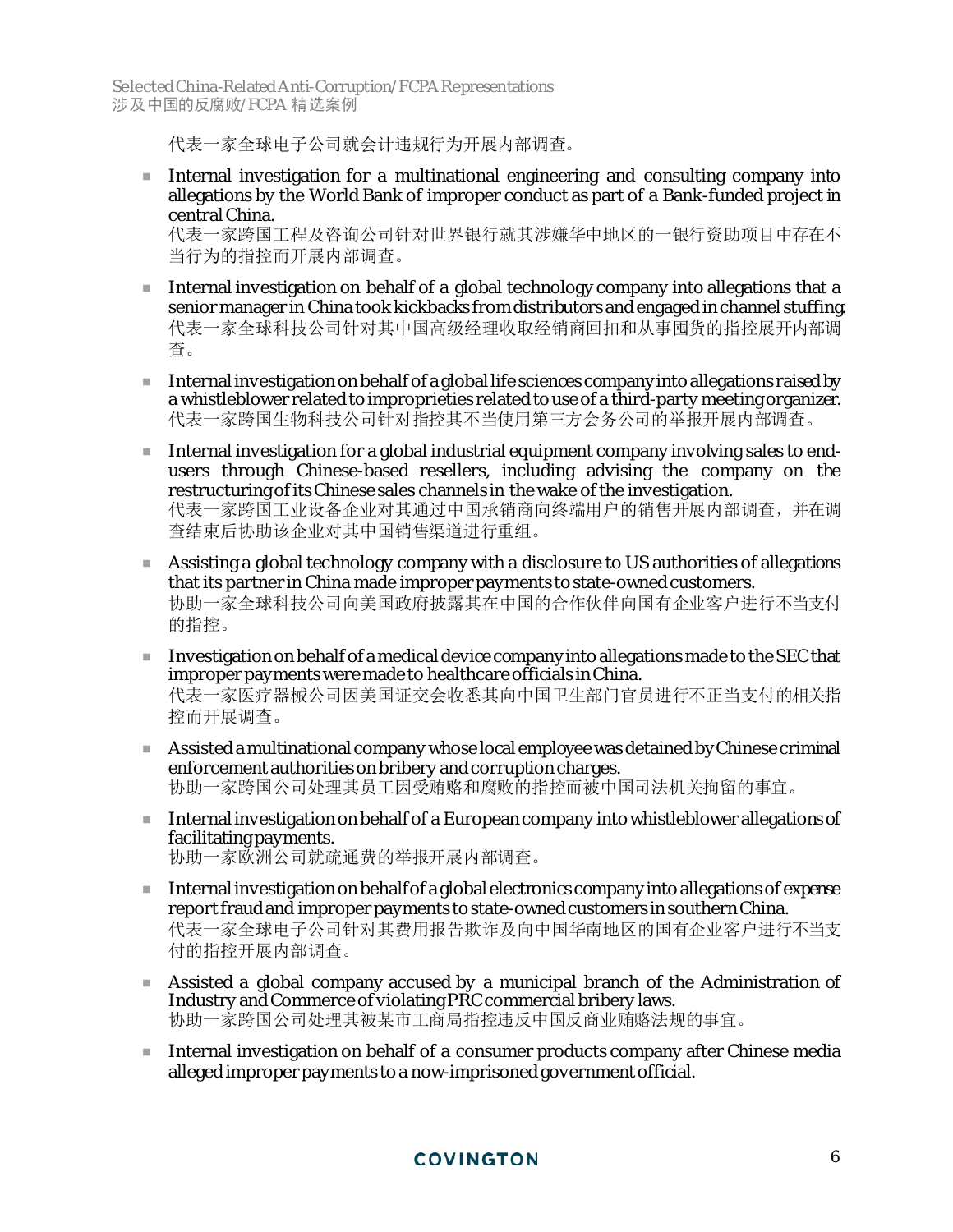代表一家全球电子公司就会计违规行为开展内部调查。

- Internal investigation for a multinational engineering and consulting company into allegations by the World Bank of improper conduct as part of a Bank-funded project in central China.
  代表一家跨国工程及咨询公司针对世界银行就其涉嫌华中地区的一银行资助项目中存在不当行为的指控而开展内部调查。

- Internal investigation on behalf of a global technology company into allegations that a senior manager in China took kickbacks from distributors and engaged in channel stuffing.
  代表一家全球科技公司针对其中国高级经理收取经销商回扣和从事囤货的指控展开内部调查。

- Internal investigation on behalf of a global life sciences company into allegations raised by a whistleblower related to improprieties related to use of a third-party meeting organizer.
  代表一家跨国生物科技公司针对指控其不当使用第三方会务公司的举报开展内部调查。

- Internal investigation for a global industrial equipment company involving sales to end-users through Chinese-based resellers, including advising the company on the restructuring of its Chinese sales channels in the wake of the investigation.
  代表一家跨国工业设备企业对其通过中国承销商向终端用户的销售开展内部调查，并在调查结束后协助该企业对其中国销售渠道进行重组。

- Assisting a global technology company with a disclosure to US authorities of allegations that its partner in China made improper payments to state-owned customers.
  协助一家全球科技公司向美国政府披露其在中国的合作伙伴向国有企业客户进行不当支付的指控。

- Investigation on behalf of a medical device company into allegations made to the SEC that improper payments were made to healthcare officials in China.
  代表一家医疗器械公司因美国证交会收悉其向中国卫生部门官员进行不正当支付的相关指控而开展调查。

- Assisted a multinational company whose local employee was detained by Chinese criminal enforcement authorities on bribery and corruption charges.
  协助一家跨国公司处理其员工因受贿赂和腐败的指控而被中国司法机关拘留的事宜。

- Internal investigation on behalf of a European company into whistleblower allegations of facilitating payments.
  协助一家欧洲公司就疏通费的举报开展内部调查。

- Internal investigation on behalf of a global electronics company into allegations of expense report fraud and improper payments to state-owned customers in southern China.
  代表一家全球电子公司针对其费用报告欺诈及向中国华南地区的国有企业客户进行不当支付的指控开展内部调查。

- Assisted a global company accused by a municipal branch of the Administration of Industry and Commerce of violating PRC commercial bribery laws.
  协助一家跨国公司处理其被某市工商局指控违反中国反商业贿赂法规的事宜。

- Internal investigation on behalf of a consumer products company after Chinese media alleged improper payments to a now-imprisoned government official.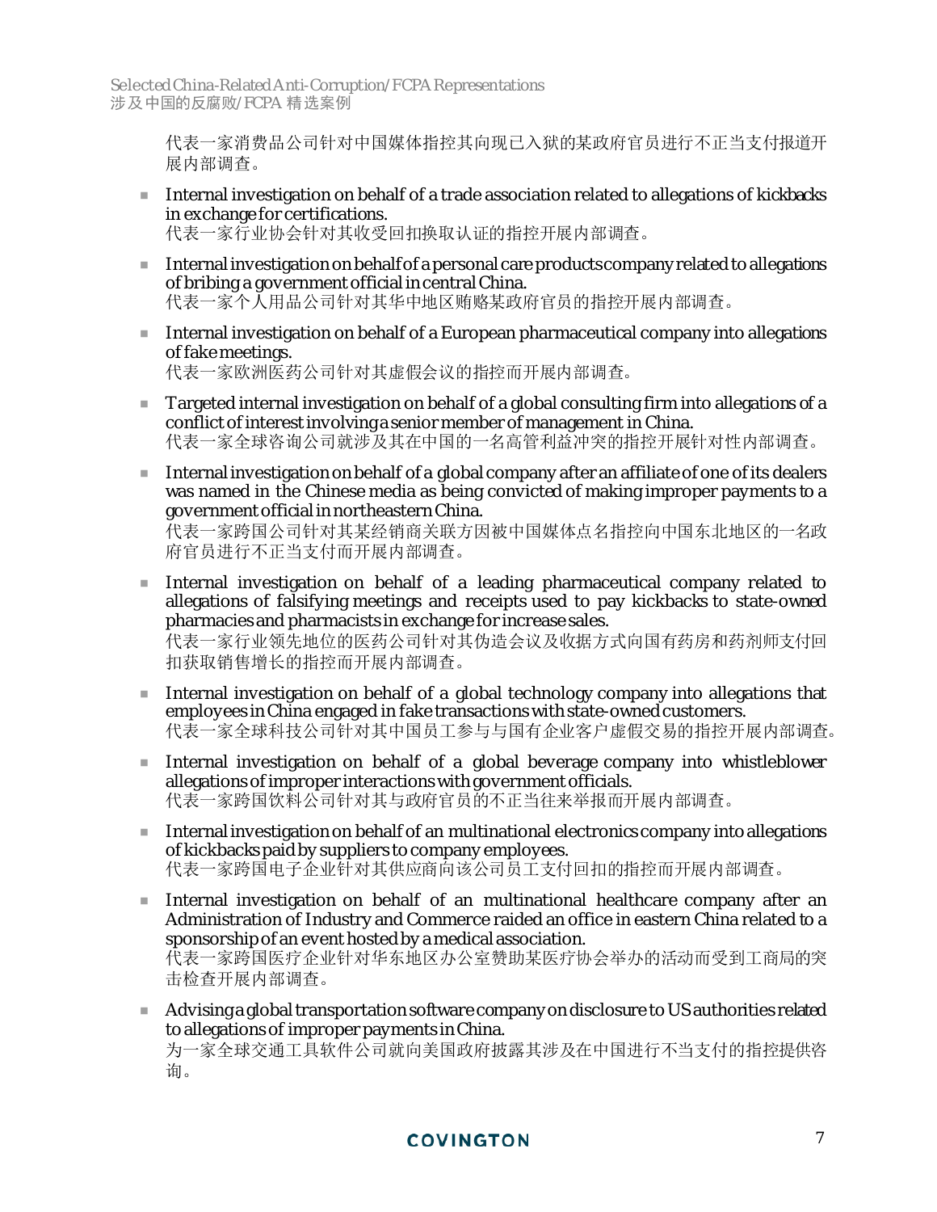代表一家消费品公司针对中国媒体指控其向现已入狱的某政府官员进行不正当支付报道开展内部调查。

- Internal investigation on behalf of a trade association related to allegations of kickbacks in exchange for certifications.
  代表一家行业协会针对其收受回扣换取认证的指控开展内部调查。
- Internal investigation on behalf of a personal care products company related to allegations of bribing a government official in central China.
  代表一家个人用品公司针对其华中地区贿赂某政府官员的指控开展内部调查。
- Internal investigation on behalf of a European pharmaceutical company into allegations of fake meetings.
  代表一家欧洲医药公司针对其虚假会议的指控而开展内部调查。
- Targeted internal investigation on behalf of a global consulting firm into allegations of a conflict of interest involving a senior member of management in China.
  代表一家全球咨询公司就涉及其在中国的一名高管利益冲突的指控开展针对性内部调查。
- Internal investigation on behalf of a global company after an affiliate of one of its dealers was named in the Chinese media as being convicted of making improper payments to a government official in northeastern China.
  代表一家跨国公司针对其某经销商关联方因被中国媒体点名指控向中国东北地区的一名政府官员进行不正当支付而开展内部调查。
- Internal investigation on behalf of a leading pharmaceutical company related to allegations of falsifying meetings and receipts used to pay kickbacks to state-owned pharmacies and pharmacists in exchange for increase sales.
  代表一家行业领先地位的医药公司针对其伪造会议及收据方式向国有药房和药剂师支付回扣获取销售增长的指控而开展内部调查。
- Internal investigation on behalf of a global technology company into allegations that employees in China engaged in fake transactions with state-owned customers.
  代表一家全球科技公司针对其中国员工参与与国有企业客户虚假交易的指控开展内部调查。
- Internal investigation on behalf of a global beverage company into whistleblower allegations of improper interactions with government officials.
  代表一家跨国饮料公司针对其与政府官员的不正当往来举报而开展内部调查。
- Internal investigation on behalf of an multinational electronics company into allegations of kickbacks paid by suppliers to company employees.
  代表一家跨国电子企业针对其供应商向该公司员工支付回扣的指控而开展内部调查。
- Internal investigation on behalf of an multinational healthcare company after an Administration of Industry and Commerce raided an office in eastern China related to a sponsorship of an event hosted by a medical association.
  代表一家跨国医疗企业针对华东地区办公室赞助某医疗协会举办的活动而受到工商局的突击检查开展内部调查。
- Advising a global transportation software company on disclosure to US authorities related to allegations of improper payments in China.
  为一家全球交通工具软件公司就向美国政府披露其涉及在中国进行不当支付的指控提供咨询。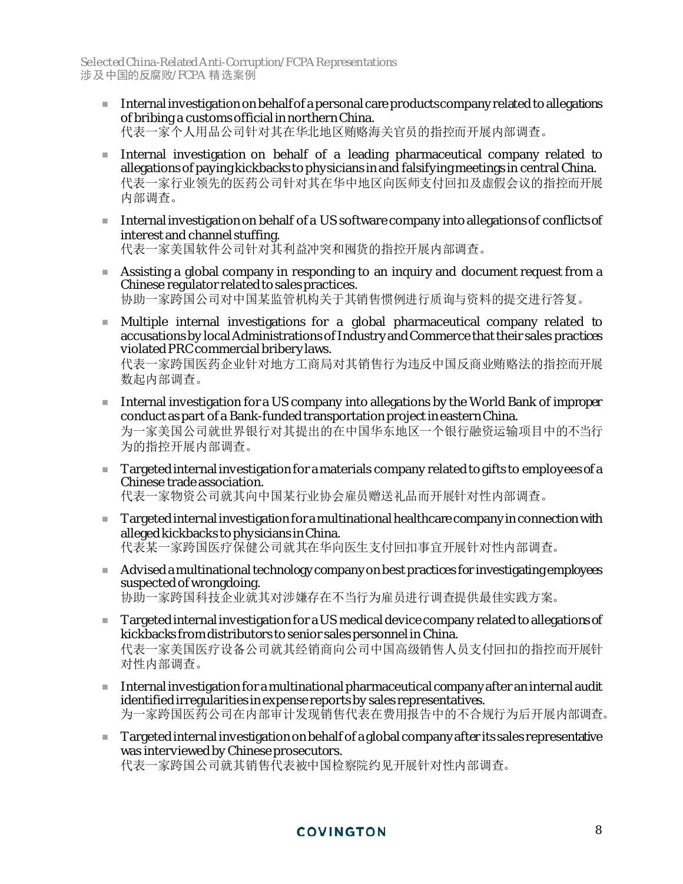- Internal investigation on behalf of a personal care products company related to allegations of bribing a customs official in northern China.
  代表一家个人用品公司针对其在华北地区贿赂海关官员的指控而开展内部调查。

- Internal investigation on behalf of a leading pharmaceutical company related to allegations of paying kickbacks to physicians in and falsifying meetings in central China.
  代表一家行业领先的医药公司针对其在华中地区向医师支付回扣及虚假会议的指控而开展内部调查。

- Internal investigation on behalf of a US software company into allegations of conflicts of interest and channel stuffing.
  代表一家美国软件公司针对其利益冲突和囤货的指控开展内部调查。

- Assisting a global company in responding to an inquiry and document request from a Chinese regulator related to sales practices.
  协助一家跨国公司对中国某监管机构关于其销售惯例进行质询与资料的提交进行答复。

- Multiple internal investigations for a global pharmaceutical company related to accusations by local Administrations of Industry and Commerce that their sales practices violated PRC commercial bribery laws.
  代表一家跨国医药企业针对地方工商局对其销售行为违反中国反商业贿赂法的指控而开展数起内部调查。

- Internal investigation for a US company into allegations by the World Bank of improper conduct as part of a Bank-funded transportation project in eastern China.
  为一家美国公司就世界银行对其提出的在中国华东地区一个银行融资运输项目中的不当行为的指控开展内部调查。

- Targeted internal investigation for a materials company related to gifts to employees of a Chinese trade association.
  代表一家物资公司就其向中国某行业协会雇员赠送礼品而开展针对性内部调查。

- Targeted internal investigation for a multinational healthcare company in connection with alleged kickbacks to physicians in China.
  代表某一家跨国医疗保健公司就其在华向医生支付回扣事宜开展针对性内部调查。

- Advised a multinational technology company on best practices for investigating employees suspected of wrongdoing.
  协助一家跨国科技企业就其对涉嫌存在不当行为雇员进行调查提供最佳实践方案。

- Targeted internal investigation for a US medical device company related to allegations of kickbacks from distributors to senior sales personnel in China.
  代表一家美国医疗设备公司就其经销商向公司中国高级销售人员支付回扣的指控而开展针对性内部调查。

- Internal investigation for a multinational pharmaceutical company after an internal audit identified irregularities in expense reports by sales representatives.
  为一家跨国医药公司在内部审计发现销售代表在费用报告中的不合规行为后开展内部调查。

- Targeted internal investigation on behalf of a global company after its sales representative was interviewed by Chinese prosecutors.
  代表一家跨国公司就其销售代表被中国检察院约见开展针对性内部调查。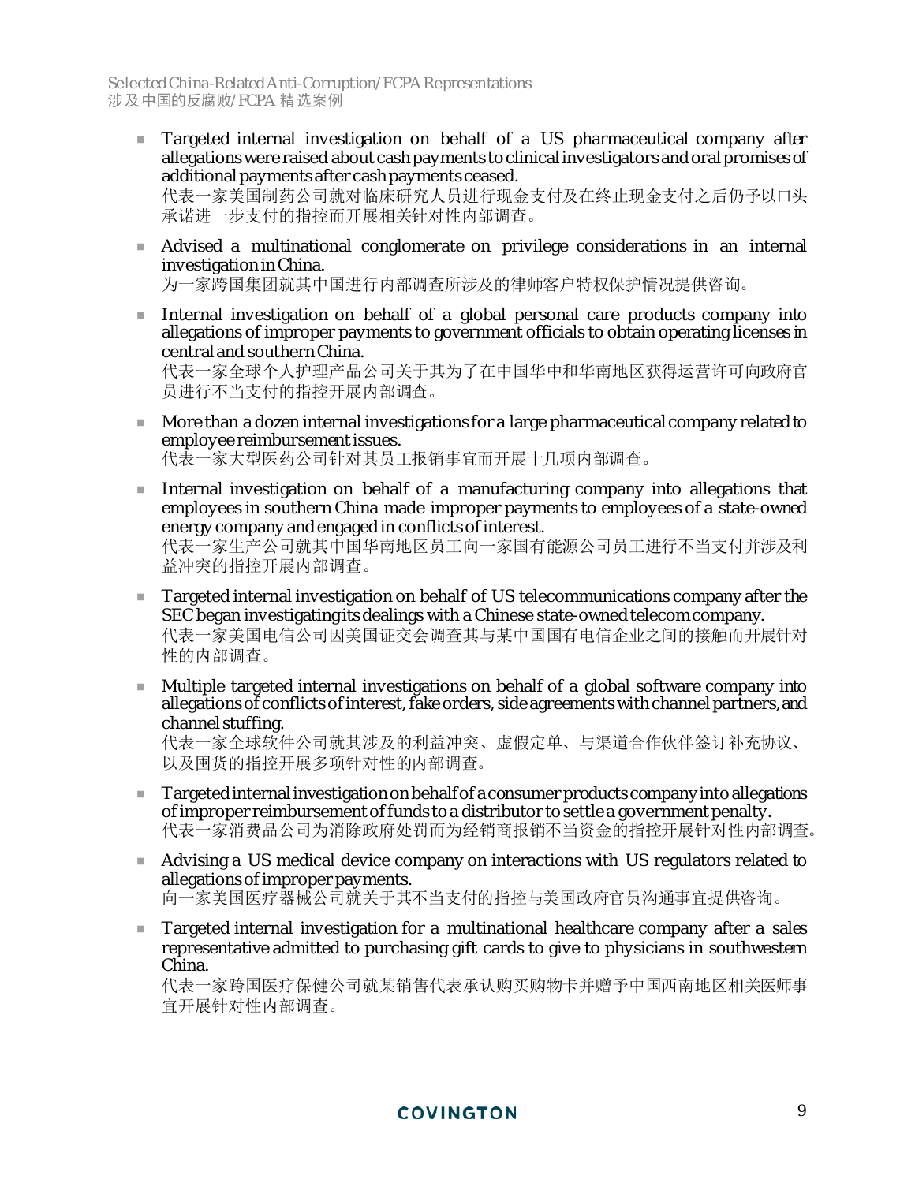Selected China-Related Anti-Corruption/FCPA Representations
涉及中国的反腐败/FCPA 精选案例

- Targeted internal investigation on behalf of a US pharmaceutical company after allegations were raised about cash payments to clinical investigators and oral promises of additional payments after cash payments ceased.
  代表一家美国制药公司就对临床研究人员进行现金支付及在终止现金支付之后仍予以口头承诺进一步支付的指控而开展相关针对性内部调查。

- Advised a multinational conglomerate on privilege considerations in an internal investigation in China.
  为一家跨国集团就其中国进行内部调查所涉及的律师客户特权保护情况提供咨询。

- Internal investigation on behalf of a global personal care products company into allegations of improper payments to government officials to obtain operating licenses in central and southern China.
  代表一家全球个人护理产品公司关于其为了在中国华中和华南地区获得运营许可向政府官员进行不当支付的指控开展内部调查。

- More than a dozen internal investigations for a large pharmaceutical company related to employee reimbursement issues.
  代表一家大型医药公司针对其员工报销事宜而开展十几项内部调查。

- Internal investigation on behalf of a manufacturing company into allegations that employees in southern China made improper payments to employees of a state-owned energy company and engaged in conflicts of interest.
  代表一家生产公司就其中国华南地区员工向一家国有能源公司员工进行不当支付并涉及利益冲突的指控开展内部调查。

- Targeted internal investigation on behalf of US telecommunications company after the SEC began investigating its dealings with a Chinese state-owned telecom company.
  代表一家美国电信公司因美国证交会调查其与某中国国有电信企业之间的接触而开展针对性的内部调查。

- Multiple targeted internal investigations on behalf of a global software company into allegations of conflicts of interest, fake orders, side agreements with channel partners, and channel stuffing.
  代表一家全球软件公司就其涉及的利益冲突、虚假定单、与渠道合作伙伴签订补充协议、以及囤货的指控开展多项针对性的内部调查。

- Targeted internal investigation on behalf of a consumer products company into allegations of improper reimbursement of funds to a distributor to settle a government penalty.
  代表一家消费品公司为消除政府处罚而为经销商报销不当资金的指控开展针对性内部调查。

- Advising a US medical device company on interactions with US regulators related to allegations of improper payments.
  向一家美国医疗器械公司就关于其不当支付的指控与美国政府官员沟通事宜提供咨询。

- Targeted internal investigation for a multinational healthcare company after a sales representative admitted to purchasing gift cards to give to physicians in southwestern China.
  代表一家跨国医疗保健公司就某销售代表承认购买购物卡并赠予中国西南地区相关医师事宜开展针对性内部调查。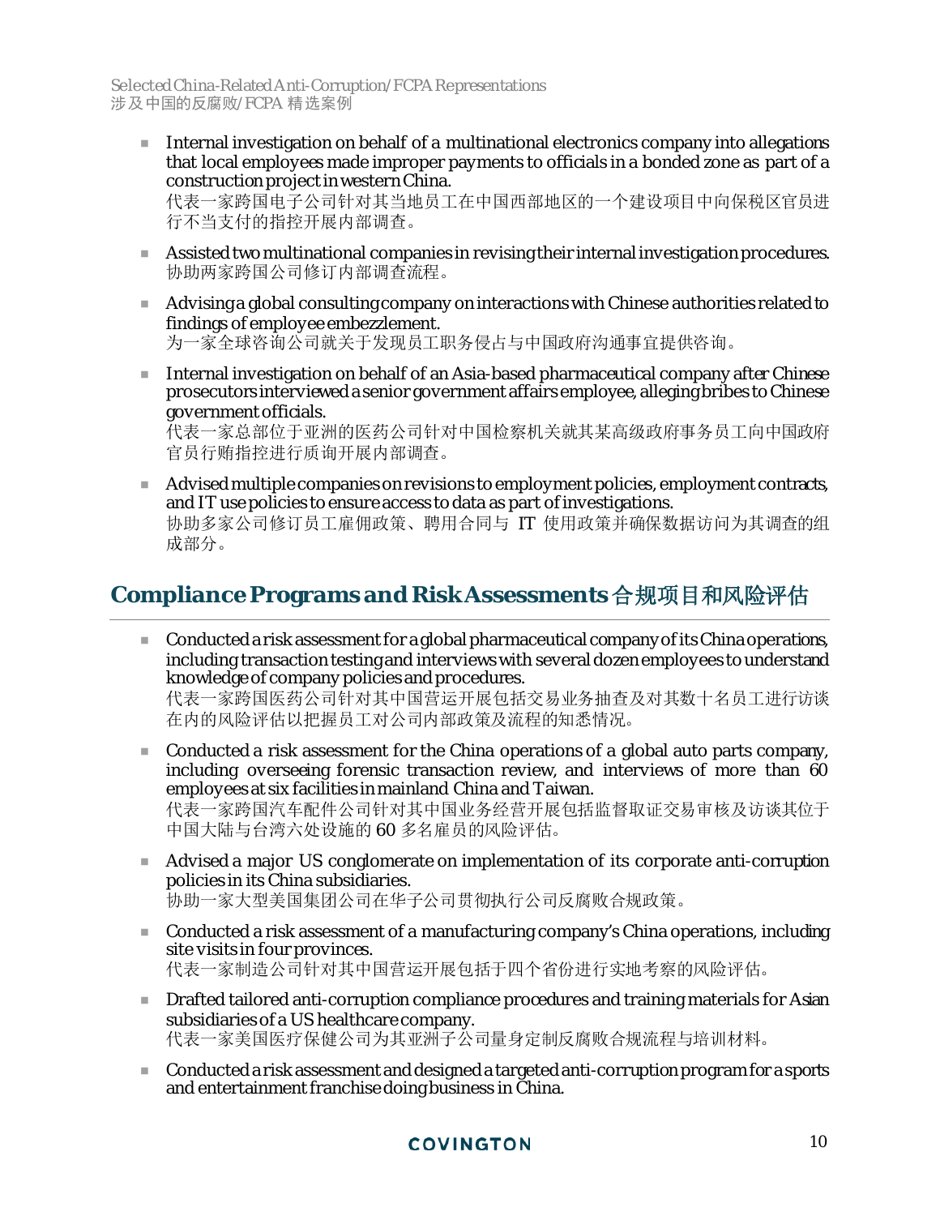- Internal investigation on behalf of a multinational electronics company into allegations that local employees made improper payments to officials in a bonded zone as part of a construction project in western China.
  代表一家跨国电子公司针对其当地员工在中国西部地区的一个建设项目中向保税区官员进行不当支付的指控开展内部调查。
- Assisted two multinational companies in revising their internal investigation procedures.
  协助两家跨国公司修订内部调查流程。
- Advising a global consulting company on interactions with Chinese authorities related to findings of employee embezzlement.
  为一家全球咨询公司就关于发现员工职务侵占与中国政府沟通事宜提供咨询。
- Internal investigation on behalf of an Asia-based pharmaceutical company after Chinese prosecutors interviewed a senior government affairs employee, alleging bribes to Chinese government officials.
  代表一家总部位于亚洲的医药公司针对中国检察机关就其某高级政府事务员工向中国政府官员行贿指控进行质询开展内部调查。
- Advised multiple companies on revisions to employment policies, employment contracts, and IT use policies to ensure access to data as part of investigations.
  协助多家公司修订员工雇佣政策、聘用合同与 IT 使用政策并确保数据访问为其调查的组成部分。

## Compliance Programs and Risk Assessments 合规项目和风险评估

- Conducted a risk assessment for a global pharmaceutical company of its China operations, including transaction testing and interviews with several dozen employees to understand knowledge of company policies and procedures.
  代表一家跨国医药公司针对其中国营运开展包括交易业务抽查及对其数十名员工进行访谈在内的风险评估以把握员工对公司内部政策及流程的知悉情况。
- Conducted a risk assessment for the China operations of a global auto parts company, including overseeing forensic transaction review, and interviews of more than 60 employees at six facilities in mainland China and Taiwan.
  代表一家跨国汽车配件公司针对其中国业务经营开展包括监督取证交易审核及访谈其位于中国大陆与台湾六处设施的 60 多名雇员的风险评估。
- Advised a major US conglomerate on implementation of its corporate anti-corruption policies in its China subsidiaries.
  协助一家大型美国集团公司在华子公司贯彻执行公司反腐败合规政策。
- Conducted a risk assessment of a manufacturing company's China operations, including site visits in four provinces.
  代表一家制造公司针对其中国营运开展包括于四个省份进行实地考察的风险评估。
- Drafted tailored anti-corruption compliance procedures and training materials for Asian subsidiaries of a US healthcare company.
  代表一家美国医疗保健公司为其亚洲子公司量身定制反腐败合规流程与培训材料。
- Conducted a risk assessment and designed a targeted anti-corruption program for a sports and entertainment franchise doing business in China.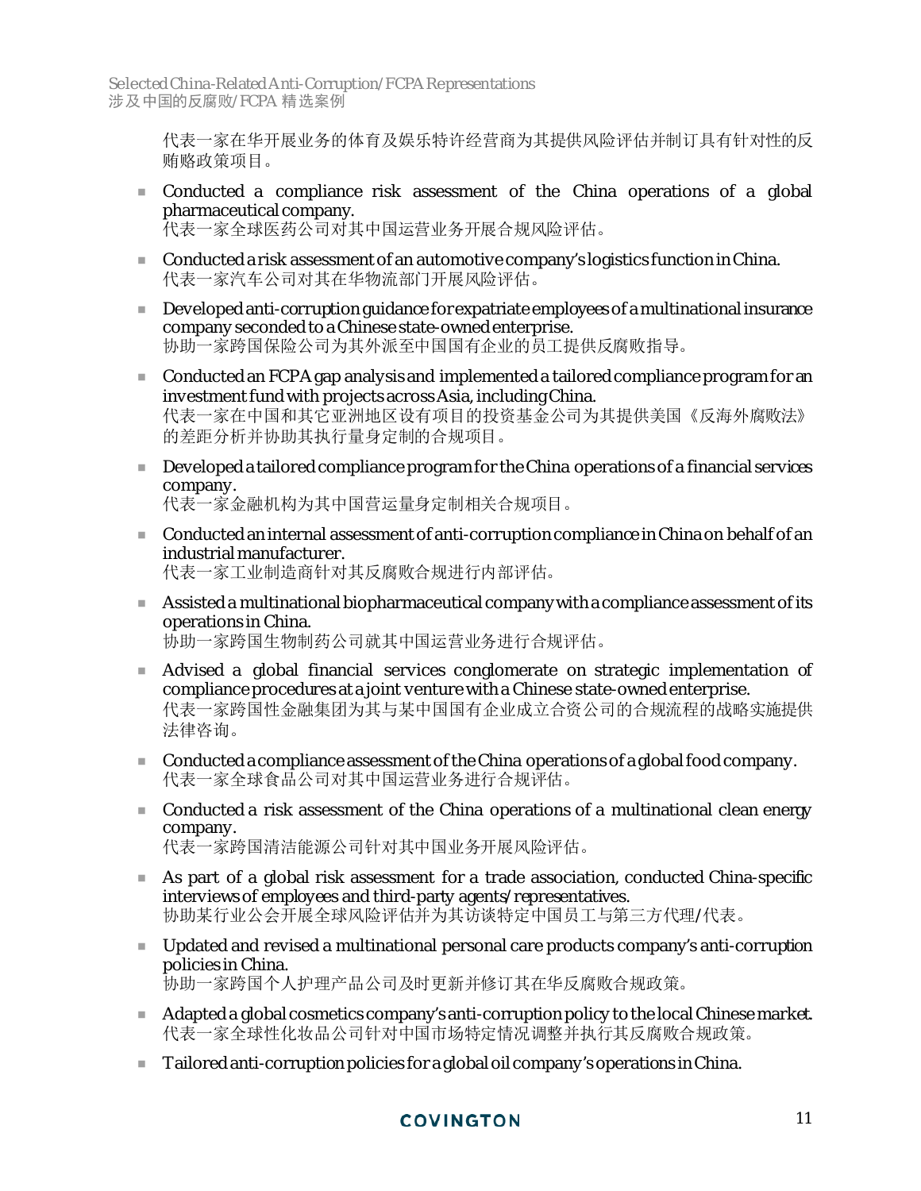代表一家在华开展业务的体育及娱乐特许经营商为其提供风险评估并制订具有针对性的反贿赂政策项目。

- Conducted a compliance risk assessment of the China operations of a global pharmaceutical company.
  代表一家全球医药公司对其中国运营业务开展合规风险评估。
- Conducted a risk assessment of an automotive company's logistics function in China.
  代表一家汽车公司对其在华物流部门开展风险评估。
- Developed anti-corruption guidance for expatriate employees of a multinational insurance company seconded to a Chinese state-owned enterprise.
  协助一家跨国保险公司为其外派至中国国有企业的员工提供反腐败指导。
- Conducted an FCPA gap analysis and implemented a tailored compliance program for an investment fund with projects across Asia, including China.
  代表一家在中国和其它亚洲地区设有项目的投资基金公司为其提供美国《反海外腐败法》的差距分析并协助其执行量身定制的合规项目。
- Developed a tailored compliance program for the China operations of a financial services company.
  代表一家金融机构为其中国营运量身定制相关合规项目。
- Conducted an internal assessment of anti-corruption compliance in China on behalf of an industrial manufacturer.
  代表一家工业制造商针对其反腐败合规进行内部评估。
- Assisted a multinational biopharmaceutical company with a compliance assessment of its operations in China.
  协助一家跨国生物制药公司就其中国运营业务进行合规评估。
- Advised a global financial services conglomerate on strategic implementation of compliance procedures at a joint venture with a Chinese state-owned enterprise.
  代表一家跨国性金融集团为其与某中国国有企业成立合资公司的合规流程的战略实施提供法律咨询。
- Conducted a compliance assessment of the China operations of a global food company.
  代表一家全球食品公司对其中国运营业务进行合规评估。
- Conducted a risk assessment of the China operations of a multinational clean energy company.
  代表一家跨国清洁能源公司针对其中国业务开展风险评估。
- As part of a global risk assessment for a trade association, conducted China-specific interviews of employees and third-party agents/representatives.
  协助某行业公会开展全球风险评估并为其访谈特定中国员工与第三方代理/代表。
- Updated and revised a multinational personal care products company's anti-corruption policies in China.
  协助一家跨国个人护理产品公司及时更新并修订其在华反腐败合规政策。
- Adapted a global cosmetics company's anti-corruption policy to the local Chinese market.
  代表一家全球性化妆品公司针对中国市场特定情况调整并执行其反腐败合规政策。
- Tailored anti-corruption policies for a global oil company's operations in China.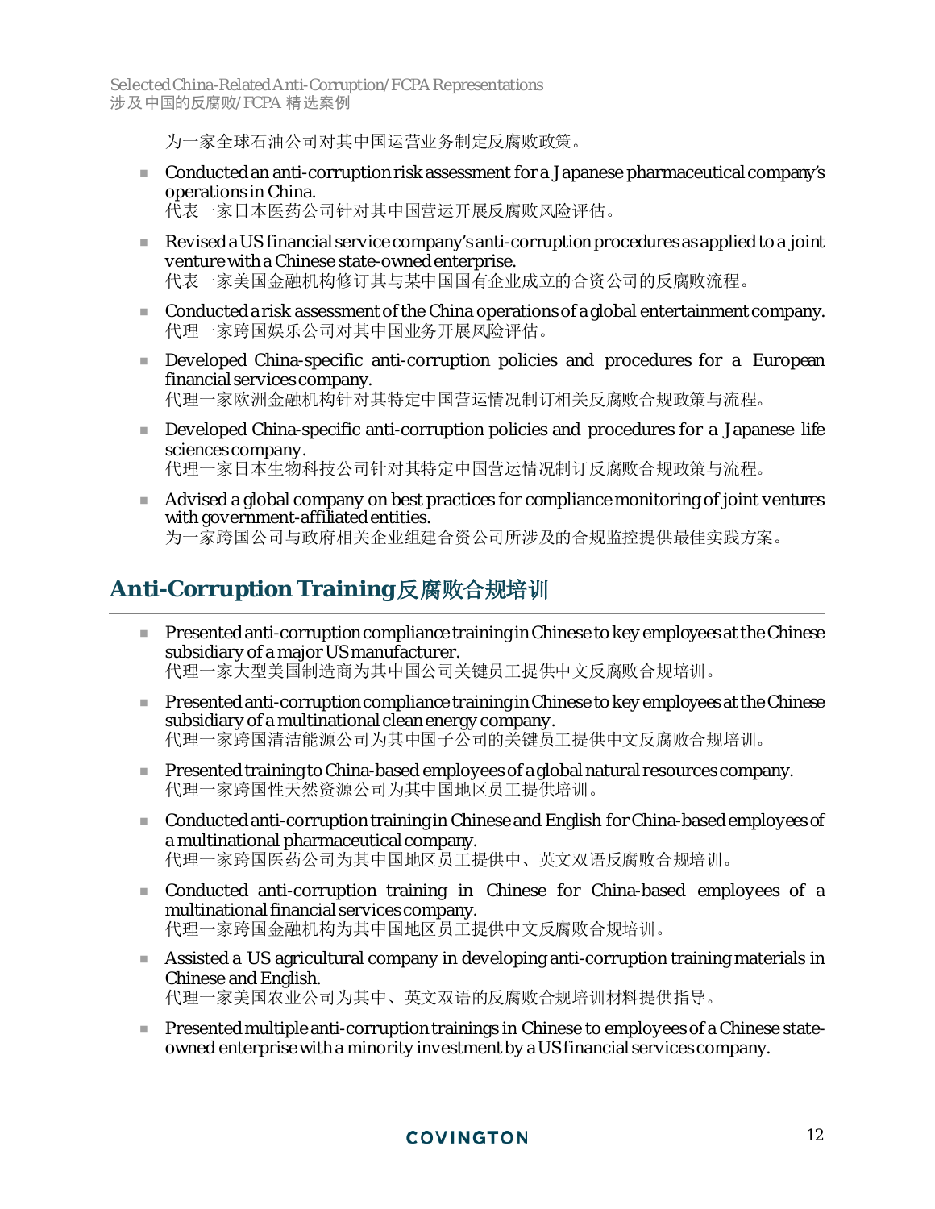为一家全球石油公司对其中国运营业务制定反腐败政策。

- Conducted an anti-corruption risk assessment for a Japanese pharmaceutical company's operations in China.
  代表一家日本医药公司针对其中国营运开展反腐败风险评估。
- Revised a US financial service company's anti-corruption procedures as applied to a joint venture with a Chinese state-owned enterprise.
  代表一家美国金融机构修订其与某中国国有企业成立的合资公司的反腐败流程。
- Conducted a risk assessment of the China operations of a global entertainment company.
  代理一家跨国娱乐公司对其中国业务开展风险评估。
- Developed China-specific anti-corruption policies and procedures for a European financial services company.
  代理一家欧洲金融机构针对其特定中国营运情况制订相关反腐败合规政策与流程。
- Developed China-specific anti-corruption policies and procedures for a Japanese life sciences company.
  代理一家日本生物科技公司针对其特定中国营运情况制订反腐败合规政策与流程。
- Advised a global company on best practices for compliance monitoring of joint ventures with government-affiliated entities.
  为一家跨国公司与政府相关企业组建合资公司所涉及的合规监控提供最佳实践方案。

## Anti-Corruption Training 反腐败合规培训

- Presented anti-corruption compliance training in Chinese to key employees at the Chinese subsidiary of a major US manufacturer.
  代理一家大型美国制造商为其中国公司关键员工提供中文反腐败合规培训。
- Presented anti-corruption compliance training in Chinese to key employees at the Chinese subsidiary of a multinational clean energy company.
  代理一家跨国清洁能源公司为其中国子公司的关键员工提供中文反腐败合规培训。
- Presented training to China-based employees of a global natural resources company.
  代理一家跨国性天然资源公司为其中国地区员工提供培训。
- Conducted anti-corruption training in Chinese and English for China-based employees of a multinational pharmaceutical company.
  代理一家跨国医药公司为其中国地区员工提供中、英文双语反腐败合规培训。
- Conducted anti-corruption training in Chinese for China-based employees of a multinational financial services company.
  代理一家跨国金融机构为其中国地区员工提供中文反腐败合规培训。
- Assisted a US agricultural company in developing anti-corruption training materials in Chinese and English.
  代理一家美国农业公司为其中、英文双语的反腐败合规培训材料提供指导。
- Presented multiple anti-corruption trainings in Chinese to employees of a Chinese state-owned enterprise with a minority investment by a US financial services company.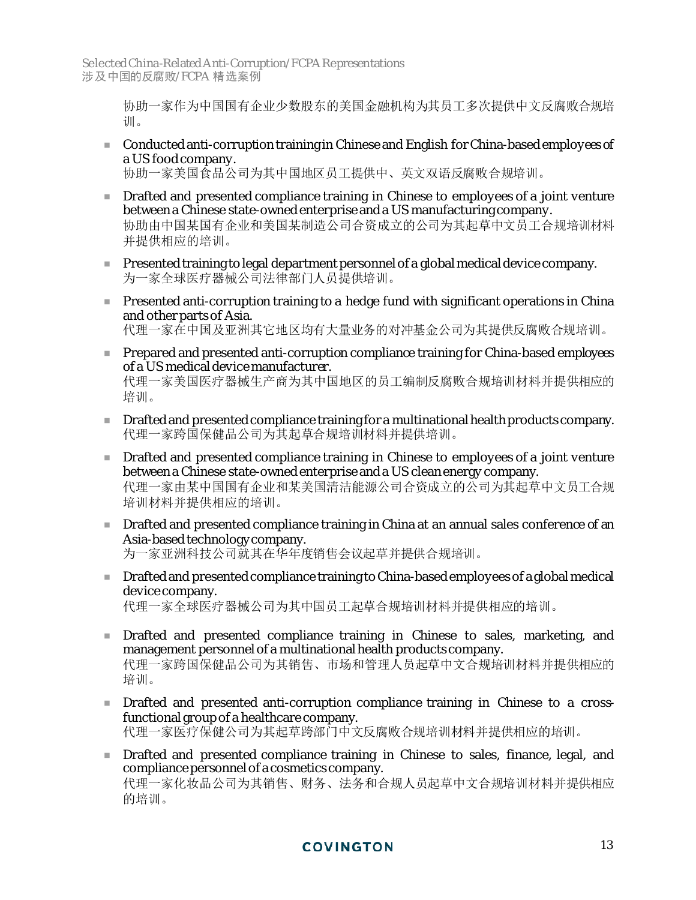协助一家作为中国国有企业少数股东的美国金融机构为其员工多次提供中文反腐败合规培训。

- Conducted anti-corruption training in Chinese and English for China-based employees of a US food company.
  协助一家美国食品公司为其中国地区员工提供中、英文双语反腐败合规培训。
- Drafted and presented compliance training in Chinese to employees of a joint venture between a Chinese state-owned enterprise and a US manufacturing company.
  协助由中国某国有企业和美国某制造公司合资成立的公司为其起草中文员工合规培训材料并提供相应的培训。
- Presented training to legal department personnel of a global medical device company.
  为一家全球医疗器械公司法律部门人员提供培训。
- Presented anti-corruption training to a hedge fund with significant operations in China and other parts of Asia.
  代理一家在中国及亚洲其它地区均有大量业务的对冲基金公司为其提供反腐败合规培训。
- Prepared and presented anti-corruption compliance training for China-based employees of a US medical device manufacturer.
  代理一家美国医疗器械生产商为其中国地区的员工编制反腐败合规培训材料并提供相应的培训。
- Drafted and presented compliance training for a multinational health products company.
  代理一家跨国保健品公司为其起草合规培训材料并提供培训。
- Drafted and presented compliance training in Chinese to employees of a joint venture between a Chinese state-owned enterprise and a US clean energy company.
  代理一家由某中国国有企业和某美国清洁能源公司合资成立的公司为其起草中文员工合规培训材料并提供相应的培训。
- Drafted and presented compliance training in China at an annual sales conference of an Asia-based technology company.
  为一家亚洲科技公司就其在华年度销售会议起草并提供合规培训。
- Drafted and presented compliance training to China-based employees of a global medical device company.
  代理一家全球医疗器械公司为其中国员工起草合规培训材料并提供相应的培训。
- Drafted and presented compliance training in Chinese to sales, marketing, and management personnel of a multinational health products company.
  代理一家跨国保健品公司为其销售、市场和管理人员起草中文合规培训材料并提供相应的培训。
- Drafted and presented anti-corruption compliance training in Chinese to a cross-functional group of a healthcare company.
  代理一家医疗保健公司为其起草跨部门中文反腐败合规培训材料并提供相应的培训。
- Drafted and presented compliance training in Chinese to sales, finance, legal, and compliance personnel of a cosmetics company.
  代理一家化妆品公司为其销售、财务、法务和合规人员起草中文合规培训材料并提供相应的培训。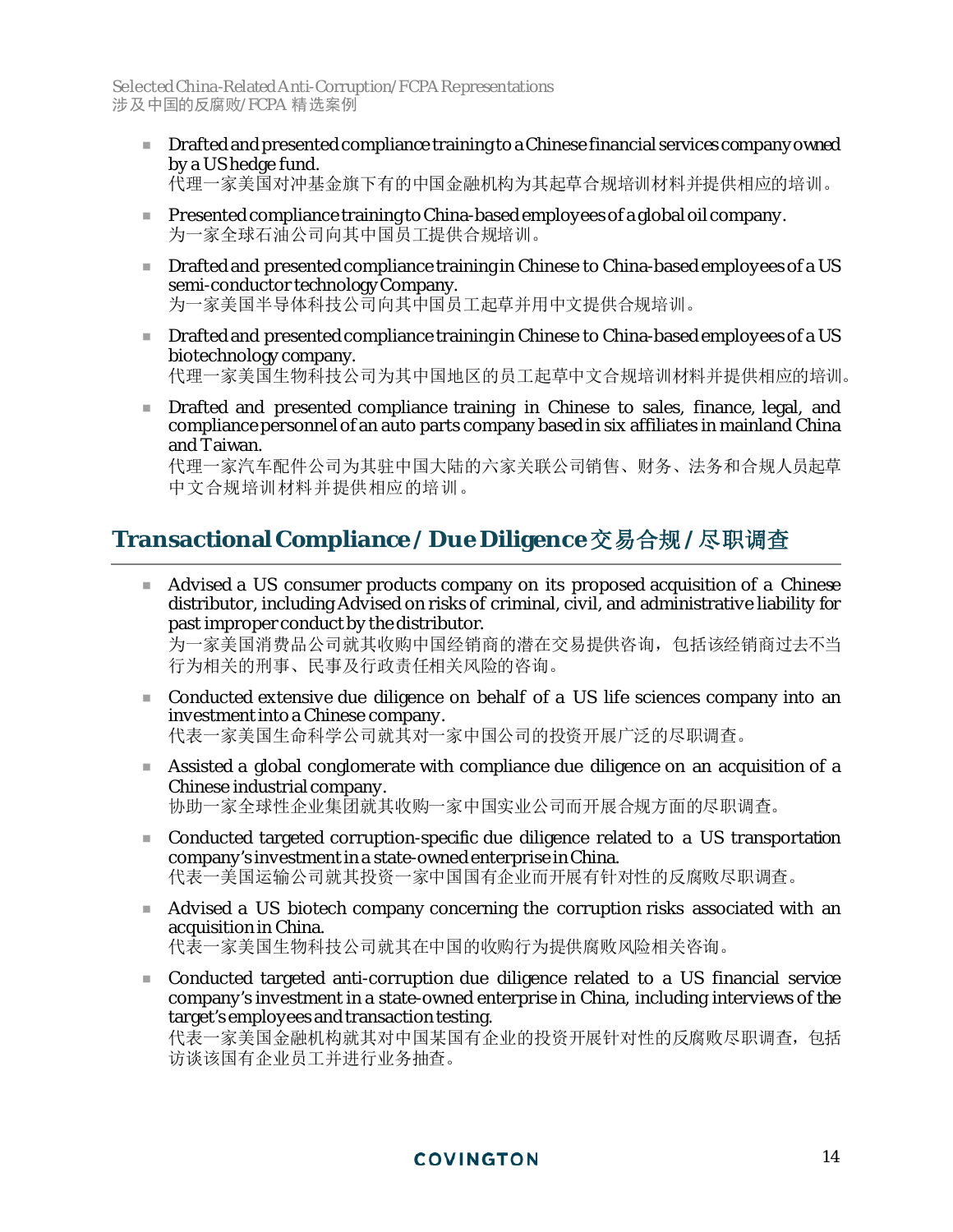- Drafted and presented compliance training to a Chinese financial services company owned by a US hedge fund.
  代理一家美国对冲基金旗下有的中国金融机构为其起草合规培训材料并提供相应的培训。
- Presented compliance training to China-based employees of a global oil company.
  为一家全球石油公司向其中国员工提供合规培训。
- Drafted and presented compliance training in Chinese to China-based employees of a US semi-conductor technology Company.
  为一家美国半导体科技公司向其中国员工起草并用中文提供合规培训。
- Drafted and presented compliance training in Chinese to China-based employees of a US biotechnology company.
  代理一家美国生物科技公司为其中国地区的员工起草中文合规培训材料并提供相应的培训。
- Drafted and presented compliance training in Chinese to sales, finance, legal, and compliance personnel of an auto parts company based in six affiliates in mainland China and Taiwan.
  代理一家汽车配件公司为其驻中国大陆的六家关联公司销售、财务、法务和合规人员起草中文合规培训材料并提供相应的培训。

## Transactional Compliance / Due Diligence 交易合规 / 尽职调查

- Advised a US consumer products company on its proposed acquisition of a Chinese distributor, including Advised on risks of criminal, civil, and administrative liability for past improper conduct by the distributor.
  为一家美国消费品公司就其收购中国经销商的潜在交易提供咨询，包括该经销商过去不当行为相关的刑事、民事及行政责任相关风险的咨询。
- Conducted extensive due diligence on behalf of a US life sciences company into an investment into a Chinese company.
  代表一家美国生命科学公司就其对一家中国公司的投资开展广泛的尽职调查。
- Assisted a global conglomerate with compliance due diligence on an acquisition of a Chinese industrial company.
  协助一家全球性企业集团就其收购一家中国实业公司而开展合规方面的尽职调查。
- Conducted targeted corruption-specific due diligence related to a US transportation company's investment in a state-owned enterprise in China.
  代表一美国运输公司就其投资一家中国国有企业而开展有针对性的反腐败尽职调查。
- Advised a US biotech company concerning the corruption risks associated with an acquisition in China.
  代表一家美国生物科技公司就其在中国的收购行为提供腐败风险相关咨询。
- Conducted targeted anti-corruption due diligence related to a US financial service company's investment in a state-owned enterprise in China, including interviews of the target's employees and transaction testing.
  代表一家美国金融机构就其对中国某国有企业的投资开展针对性的反腐败尽职调查，包括访谈该国有企业员工并进行业务抽查。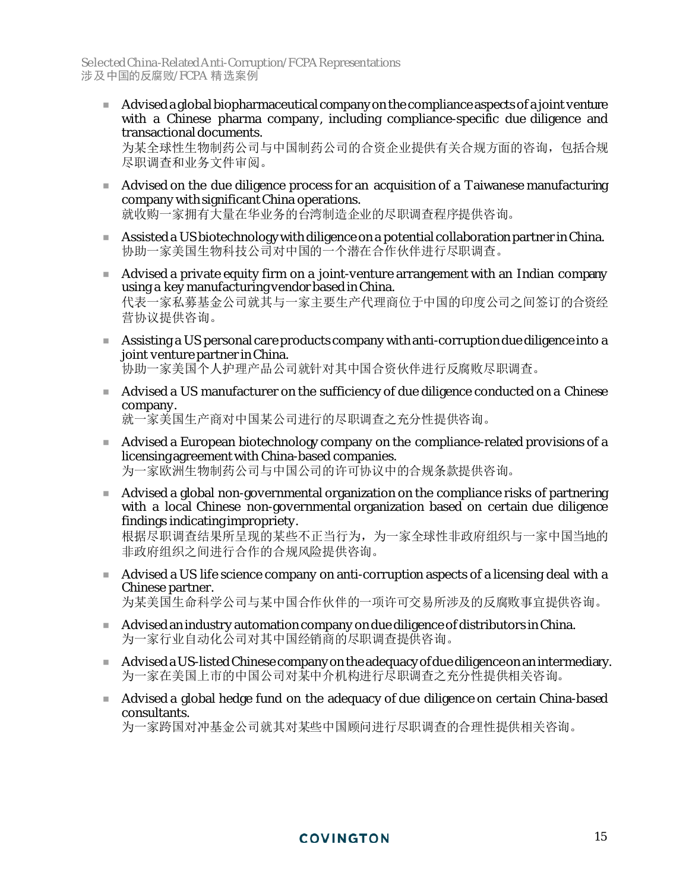Selected China-Related Anti-Corruption/FCPA Representations
涉及中国的反腐败/FCPA 精选案例

- Advised a global biopharmaceutical company on the compliance aspects of a joint venture with a Chinese pharma company, including compliance-specific due diligence and transactional documents.
  为某全球性生物制药公司与中国制药公司的合资企业提供有关合规方面的咨询，包括合规尽职调查和业务文件审阅。

- Advised on the due diligence process for an acquisition of a Taiwanese manufacturing company with significant China operations.
  就收购一家拥有大量在华业务的台湾制造企业的尽职调查程序提供咨询。

- Assisted a US biotechnology with diligence on a potential collaboration partner in China.
  协助一家美国生物科技公司对中国的一个潜在合作伙伴进行尽职调查。

- Advised a private equity firm on a joint-venture arrangement with an Indian company using a key manufacturing vendor based in China.
  代表一家私募基金公司就其与一家主要生产代理商位于中国的印度公司之间签订的合资经营协议提供咨询。

- Assisting a US personal care products company with anti-corruption due diligence into a joint venture partner in China.
  协助一家美国个人护理产品公司就针对其中国合资伙伴进行反腐败尽职调查。

- Advised a US manufacturer on the sufficiency of due diligence conducted on a Chinese company.
  就一家美国生产商对中国某公司进行的尽职调查之充分性提供咨询。

- Advised a European biotechnology company on the compliance-related provisions of a licensing agreement with China-based companies.
  为一家欧洲生物制药公司与中国公司的许可协议中的合规条款提供咨询。

- Advised a global non-governmental organization on the compliance risks of partnering with a local Chinese non-governmental organization based on certain due diligence findings indicating impropriety.
  根据尽职调查结果所呈现的某些不正当行为，为一家全球性非政府组织与一家中国当地的非政府组织之间进行合作的合规风险提供咨询。

- Advised a US life science company on anti-corruption aspects of a licensing deal with a Chinese partner.
  为某美国生命科学公司与某中国合作伙伴的一项许可交易所涉及的反腐败事宜提供咨询。

- Advised an industry automation company on due diligence of distributors in China.
  为一家行业自动化公司对其中国经销商的尽职调查提供咨询。

- Advised a US-listed Chinese company on the adequacy of due diligence on an intermediary.
  为一家在美国上市的中国公司对某中介机构进行尽职调查之充分性提供相关咨询。

- Advised a global hedge fund on the adequacy of due diligence on certain China-based consultants.
  为一家跨国对冲基金公司就其对某些中国顾问进行尽职调查的合理性提供相关咨询。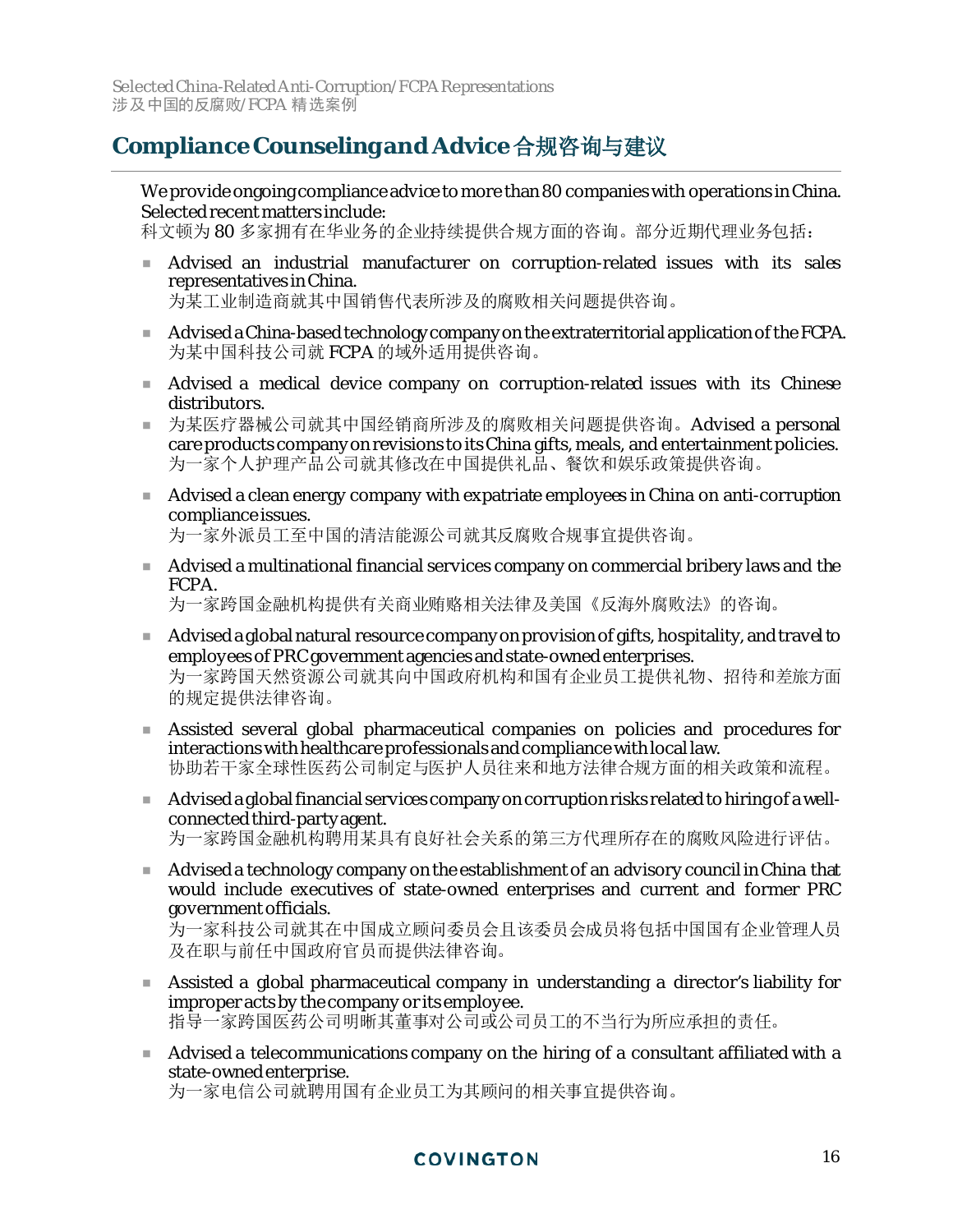## Compliance Counseling and Advice 合规咨询与建议

We provide ongoing compliance advice to more than 80 companies with operations in China. Selected recent matters include:
科文顿为 80 多家拥有在华业务的企业持续提供合规方面的咨询。部分近期代理业务包括：

- Advised an industrial manufacturer on corruption-related issues with its sales representatives in China.
为某工业制造商就其中国销售代表所涉及的腐败相关问题提供咨询。

- Advised a China-based technology company on the extraterritorial application of the FCPA.
为某中国科技公司就 FCPA 的域外适用提供咨询。

- Advised a medical device company on corruption-related issues with its Chinese distributors.

- 为某医疗器械公司就其中国经销商所涉及的腐败相关问题提供咨询。Advised a personal care products company on revisions to its China gifts, meals, and entertainment policies.
为一家个人护理产品公司就其修改在中国提供礼品、餐饮和娱乐政策提供咨询。

- Advised a clean energy company with expatriate employees in China on anti-corruption compliance issues.
为一家外派员工至中国的清洁能源公司就其反腐败合规事宜提供咨询。

- Advised a multinational financial services company on commercial bribery laws and the FCPA.
为一家跨国金融机构提供有关商业贿赂相关法律及美国《反海外腐败法》的咨询。

- Advised a global natural resource company on provision of gifts, hospitality, and travel to employees of PRC government agencies and state-owned enterprises.
为一家跨国天然资源公司就其向中国政府机构和国有企业员工提供礼物、招待和差旅方面的规定提供法律咨询。

- Assisted several global pharmaceutical companies on policies and procedures for interactions with healthcare professionals and compliance with local law.
协助若干家全球性医药公司制定与医护人员往来和地方法律合规方面的相关政策和流程。

- Advised a global financial services company on corruption risks related to hiring of a well-connected third-party agent.
为一家跨国金融机构聘用某具有良好社会关系的第三方代理所存在的腐败风险进行评估。

- Advised a technology company on the establishment of an advisory council in China that would include executives of state-owned enterprises and current and former PRC government officials.
为一家科技公司就其在中国成立顾问委员会且该委员会成员将包括中国国有企业管理人员及在职与前任中国政府官员而提供法律咨询。

- Assisted a global pharmaceutical company in understanding a director's liability for improper acts by the company or its employee.
指导一家跨国医药公司明晰其董事对公司或公司员工的不当行为所应承担的责任。

- Advised a telecommunications company on the hiring of a consultant affiliated with a state-owned enterprise.
为一家电信公司就聘用国有企业员工为其顾问的相关事宜提供咨询。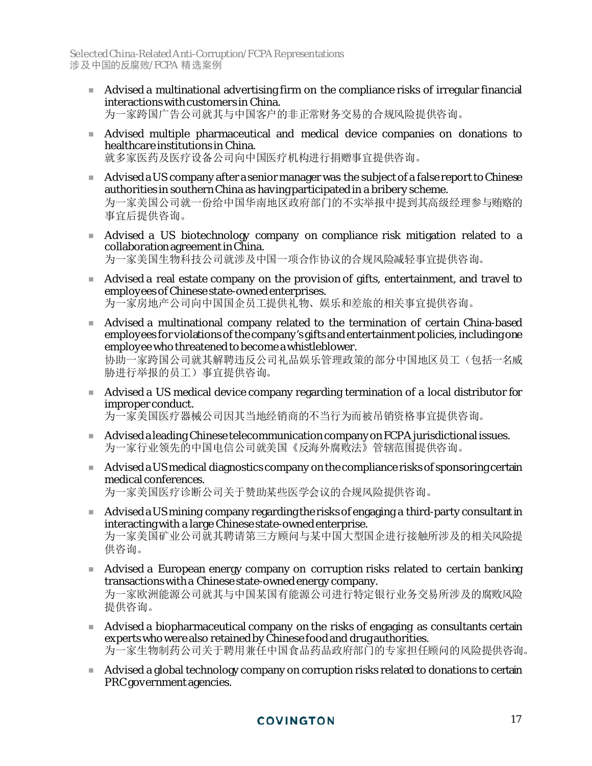- Advised a multinational advertising firm on the compliance risks of irregular financial interactions with customers in China.
  为一家跨国广告公司就其与中国客户的非正常财务交易的合规风险提供咨询。

- Advised multiple pharmaceutical and medical device companies on donations to healthcare institutions in China.
  就多家医药及医疗设备公司向中国医疗机构进行捐赠事宜提供咨询。

- Advised a US company after a senior manager was the subject of a false report to Chinese authorities in southern China as having participated in a bribery scheme.
  为一家美国公司就一份给中国华南地区政府部门的不实举报中提到其高级经理参与贿赂的事宜后提供咨询。

- Advised a US biotechnology company on compliance risk mitigation related to a collaboration agreement in China.
  为一家美国生物科技公司就涉及中国一项合作协议的合规风险减轻事宜提供咨询。

- Advised a real estate company on the provision of gifts, entertainment, and travel to employees of Chinese state-owned enterprises.
  为一家房地产公司向中国国企员工提供礼物、娱乐和差旅的相关事宜提供咨询。

- Advised a multinational company related to the termination of certain China-based employees for violations of the company's gifts and entertainment policies, including one employee who threatened to become a whistleblower.
  协助一家跨国公司就其解聘违反公司礼品娱乐管理政策的部分中国地区员工（包括一名威胁进行举报的员工）事宜提供咨询。

- Advised a US medical device company regarding termination of a local distributor for improper conduct.
  为一家美国医疗器械公司因其当地经销商的不当行为而被吊销资格事宜提供咨询。

- Advised a leading Chinese telecommunication company on FCPA jurisdictional issues.
  为一家行业领先的中国电信公司就美国《反海外腐败法》管辖范围提供咨询。

- Advised a US medical diagnostics company on the compliance risks of sponsoring certain medical conferences.
  为一家美国医疗诊断公司关于赞助某些医学会议的合规风险提供咨询。

- Advised a US mining company regarding the risks of engaging a third-party consultant in interacting with a large Chinese state-owned enterprise.
  为一家美国矿业公司就其聘请第三方顾问与某中国大型国企进行接触所涉及的相关风险提供咨询。

- Advised a European energy company on corruption risks related to certain banking transactions with a Chinese state-owned energy company.
  为一家欧洲能源公司就其与中国某国有能源公司进行特定银行业务交易所涉及的腐败风险提供咨询。

- Advised a biopharmaceutical company on the risks of engaging as consultants certain experts who were also retained by Chinese food and drug authorities.
  为一家生物制药公司关于聘用兼任中国食品药品政府部门的专家担任顾问的风险提供咨询。

- Advised a global technology company on corruption risks related to donations to certain PRC government agencies.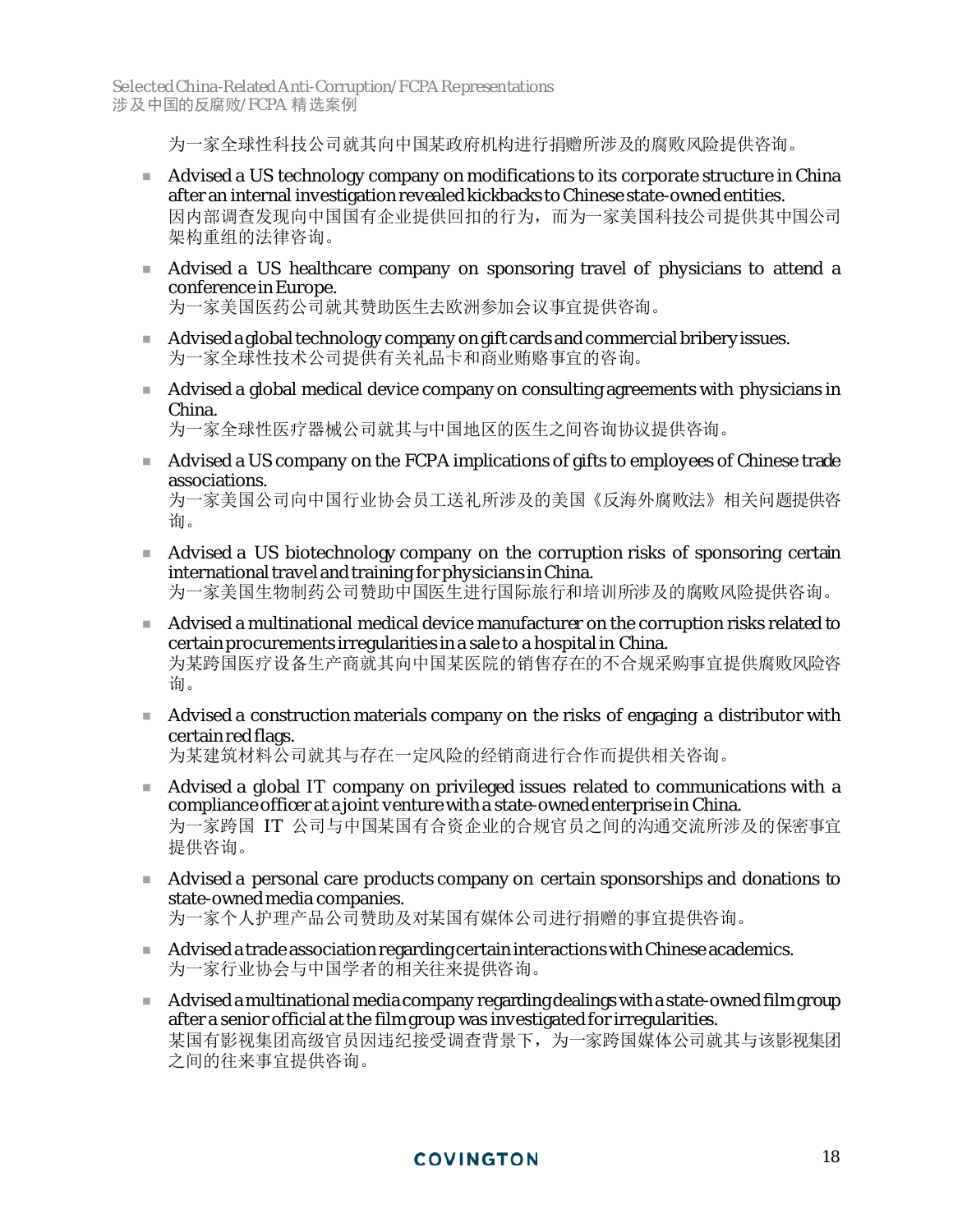为一家全球性科技公司就其向中国某政府机构进行捐赠所涉及的腐败风险提供咨询。

- Advised a US technology company on modifications to its corporate structure in China after an internal investigation revealed kickbacks to Chinese state-owned entities.
  因内部调查发现向中国国有企业提供回扣的行为，而为一家美国科技公司提供其中国公司架构重组的法律咨询。

- Advised a US healthcare company on sponsoring travel of physicians to attend a conference in Europe.
  为一家美国医药公司就其赞助医生去欧洲参加会议事宜提供咨询。

- Advised a global technology company on gift cards and commercial bribery issues.
  为一家全球性技术公司提供有关礼品卡和商业贿赂事宜的咨询。

- Advised a global medical device company on consulting agreements with physicians in China.
  为一家全球性医疗器械公司就其与中国地区的医生之间咨询协议提供咨询。

- Advised a US company on the FCPA implications of gifts to employees of Chinese trade associations.
  为一家美国公司向中国行业协会员工送礼所涉及的美国《反海外腐败法》相关问题提供咨询。

- Advised a US biotechnology company on the corruption risks of sponsoring certain international travel and training for physicians in China.
  为一家美国生物制药公司赞助中国医生进行国际旅行和培训所涉及的腐败风险提供咨询。

- Advised a multinational medical device manufacturer on the corruption risks related to certain procurements irregularities in a sale to a hospital in China.
  为某跨国医疗设备生产商就其向中国某医院的销售存在的不合规采购事宜提供腐败风险咨询。

- Advised a construction materials company on the risks of engaging a distributor with certain red flags.
  为某建筑材料公司就其与存在一定风险的经销商进行合作而提供相关咨询。

- Advised a global IT company on privileged issues related to communications with a compliance officer at a joint venture with a state-owned enterprise in China.
  为一家跨国 IT 公司与中国某国有合资企业的合规官员之间的沟通交流所涉及的保密事宜提供咨询。

- Advised a personal care products company on certain sponsorships and donations to state-owned media companies.
  为一家个人护理产品公司赞助及对某国有媒体公司进行捐赠的事宜提供咨询。

- Advised a trade association regarding certain interactions with Chinese academics.
  为一家行业协会与中国学者的相关往来提供咨询。

- Advised a multinational media company regarding dealings with a state-owned film group after a senior official at the film group was investigated for irregularities.
  某国有影视集团高级官员因违纪接受调查背景下，为一家跨国媒体公司就其与该影视集团之间的往来事宜提供咨询。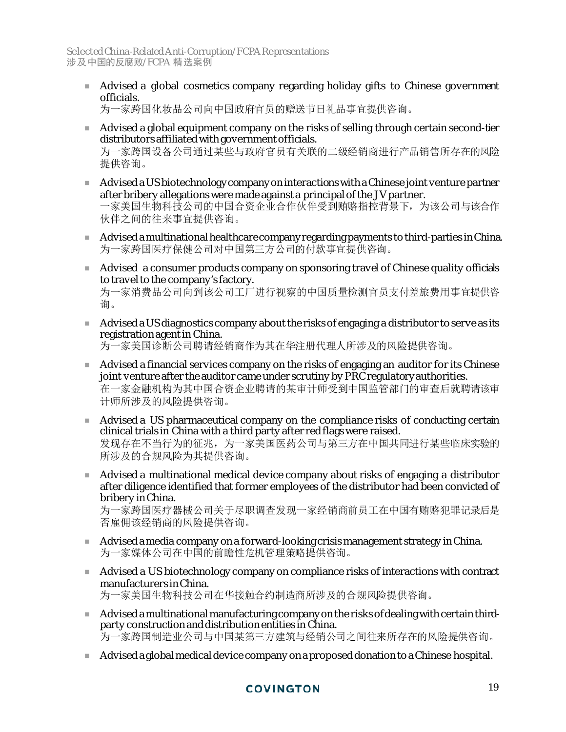- Advised a global cosmetics company regarding holiday gifts to Chinese government officials.
  为一家跨国化妆品公司向中国政府官员的赠送节日礼品事宜提供咨询。

- Advised a global equipment company on the risks of selling through certain second-tier distributors affiliated with government officials.
  为一家跨国设备公司通过某些与政府官员有关联的二级经销商进行产品销售所存在的风险提供咨询。

- Advised a US biotechnology company on interactions with a Chinese joint venture partner after bribery allegations were made against a principal of the JV partner.
  一家美国生物科技公司的中国合资企业合作伙伴受到贿赂指控背景下，为该公司与该合作伙伴之间的往来事宜提供咨询。

- Advised a multinational healthcare company regarding payments to third-parties in China.
  为一家跨国医疗保健公司对中国第三方公司的付款事宜提供咨询。

- Advised a consumer products company on sponsoring travel of Chinese quality officials to travel to the company's factory.
  为一家消费品公司向到该公司工厂进行视察的中国质量检测官员支付差旅费用事宜提供咨询。

- Advised a US diagnostics company about the risks of engaging a distributor to serve as its registration agent in China.
  为一家美国诊断公司聘请经销商作为其在华注册代理人所涉及的风险提供咨询。

- Advised a financial services company on the risks of engaging an auditor for its Chinese joint venture after the auditor came under scrutiny by PRC regulatory authorities.
  在一家金融机构为其中国合资企业聘请的某审计师受到中国监管部门的审查后就聘请该审计师所涉及的风险提供咨询。

- Advised a US pharmaceutical company on the compliance risks of conducting certain clinical trials in China with a third party after red flags were raised.
  发现存在不当行为的征兆，为一家美国医药公司与第三方在中国共同进行某些临床实验的所涉及的合规风险为其提供咨询。

- Advised a multinational medical device company about risks of engaging a distributor after diligence identified that former employees of the distributor had been convicted of bribery in China.
  为一家跨国医疗器械公司关于尽职调查发现一家经销商前员工在中国有贿赂犯罪记录后是否雇佣该经销商的风险提供咨询。

- Advised a media company on a forward-looking crisis management strategy in China.
  为一家媒体公司在中国的前瞻性危机管理策略提供咨询。

- Advised a US biotechnology company on compliance risks of interactions with contract manufacturers in China.
  为一家美国生物科技公司在华接触合约制造商所涉及的合规风险提供咨询。

- Advised a multinational manufacturing company on the risks of dealing with certain third-party construction and distribution entities in China.
  为一家跨国制造业公司与中国某第三方建筑与经销公司之间往来所存在的风险提供咨询。

- Advised a global medical device company on a proposed donation to a Chinese hospital.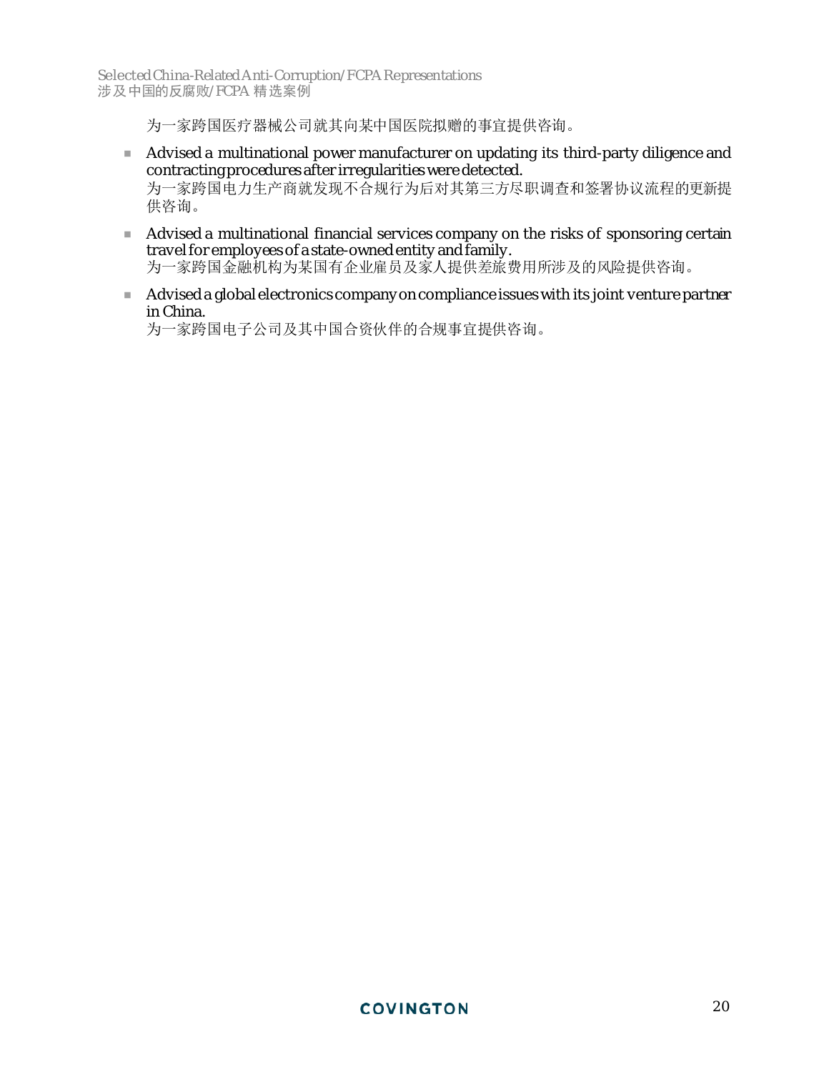为一家跨国医疗器械公司就其向某中国医院拟赠的事宜提供咨询。

- Advised a multinational power manufacturer on updating its third-party diligence and contracting procedures after irregularities were detected.
  为一家跨国电力生产商就发现不合规行为后对其第三方尽职调查和签署协议流程的更新提供咨询。
- Advised a multinational financial services company on the risks of sponsoring certain travel for employees of a state-owned entity and family.
  为一家跨国金融机构为某国有企业雇员及家人提供差旅费用所涉及的风险提供咨询。
- Advised a global electronics company on compliance issues with its joint venture partner in China.
  为一家跨国电子公司及其中国合资伙伴的合规事宜提供咨询。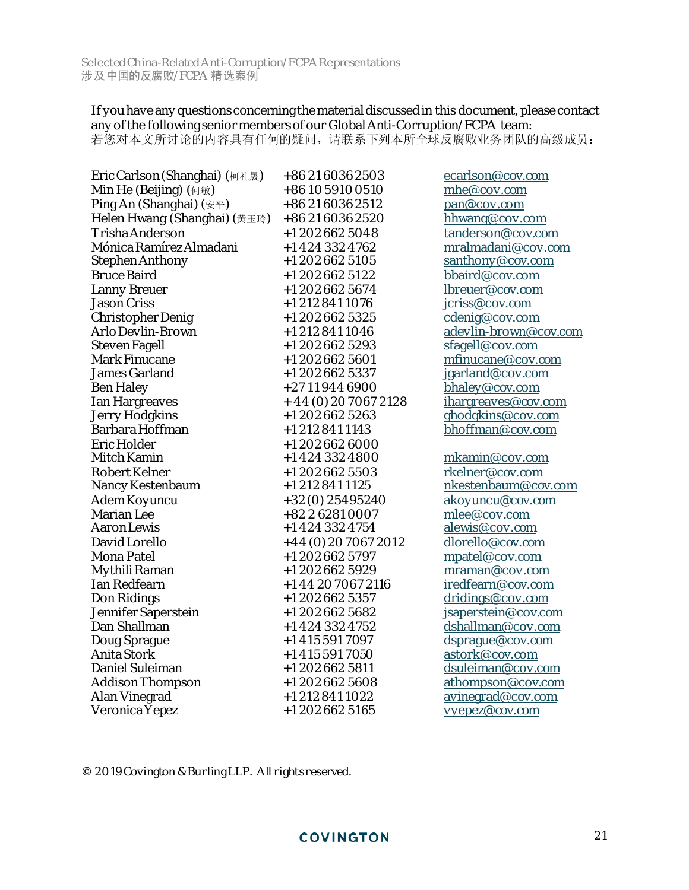If you have any questions concerning the material discussed in this document, please contact any of the following senior members of our Global Anti-Corruption/FCPA team:
若您对本文所讨论的内容具有任何的疑问，请联系下列本所全球反腐败业务团队的高级成员：

| | | |
|---|---|---|
| Eric Carlson (Shanghai) (柯礼晟) | +86 21 6036 2503 | ecarlson@cov.com |
| Min He (Beijing) (何敏) | +86 10 5910 0510 | mhe@cov.com |
| Ping An (Shanghai) (安平) | +86 21 6036 2512 | pan@cov.com |
| Helen Hwang (Shanghai) (黄玉玲) | +86 21 6036 2520 | hhwang@cov.com |
| Trisha Anderson | +1 202 662 5048 | tanderson@cov.com |
| Mónica Ramírez Almadani | +1 424 332 4762 | mralmadani@cov.com |
| Stephen Anthony | +1 202 662 5105 | santhony@cov.com |
| Bruce Baird | +1 202 662 5122 | bbaird@cov.com |
| Lanny Breuer | +1 202 662 5674 | lbreuer@cov.com |
| Jason Criss | +1 212 841 1076 | jcriss@cov.com |
| Christopher Denig | +1 202 662 5325 | cdenig@cov.com |
| Arlo Devlin-Brown | +1 212 841 1046 | adevlin-brown@cov.com |
| Steven Fagell | +1 202 662 5293 | sfagell@cov.com |
| Mark Finucane | +1 202 662 5601 | mfinucane@cov.com |
| James Garland | +1 202 662 5337 | jgarland@cov.com |
| Ben Haley | +27 11 944 6900 | bhaley@cov.com |
| Ian Hargreaves | +44 (0) 20 7067 2128 | ihargreaves@cov.com |
| Jerry Hodgkins | +1 202 662 5263 | ghodgkins@cov.com |
| Barbara Hoffman | +1 212 841 1143 | bhoffman@cov.com |
| Eric Holder | +1 202 662 6000 | |
| Mitch Kamin | +1 424 332 4800 | mkamin@cov.com |
| Robert Kelner | +1 202 662 5503 | rkelner@cov.com |
| Nancy Kestenbaum | +1 212 841 1125 | nkestenbaum@cov.com |
| Adem Koyuncu | +32 (0) 2549 5240 | akoyuncu@cov.com |
| Marian Lee | +82 2 6281 0007 | mlee@cov.com |
| Aaron Lewis | +1 424 332 4754 | alewis@cov.com |
| David Lorello | +44 (0) 20 7067 2012 | dlorello@cov.com |
| Mona Patel | +1 202 662 5797 | mpatel@cov.com |
| Mythili Raman | +1 202 662 5929 | mraman@cov.com |
| Ian Redfearn | +144 20 7067 2116 | iredfearn@cov.com |
| Don Ridings | +1 202 662 5357 | dridings@cov.com |
| Jennifer Saperstein | +1 202 662 5682 | jsaperstein@cov.com |
| Dan Shallman | +1 424 332 4752 | dshallman@cov.com |
| Doug Sprague | +1 415 591 7097 | dsprague@cov.com |
| Anita Stork | +1 415 591 7050 | astork@cov.com |
| Daniel Suleiman | +1 202 662 5811 | dsuleiman@cov.com |
| Addison Thompson | +1 202 662 5608 | athompson@cov.com |
| Alan Vinegrad | +1 212 841 1022 | avinegrad@cov.com |
| Veronica Yepez | +1 202 662 5165 | vyepez@cov.com |

© 2019 Covington & Burling LLP. All rights reserved.

COVINGTON